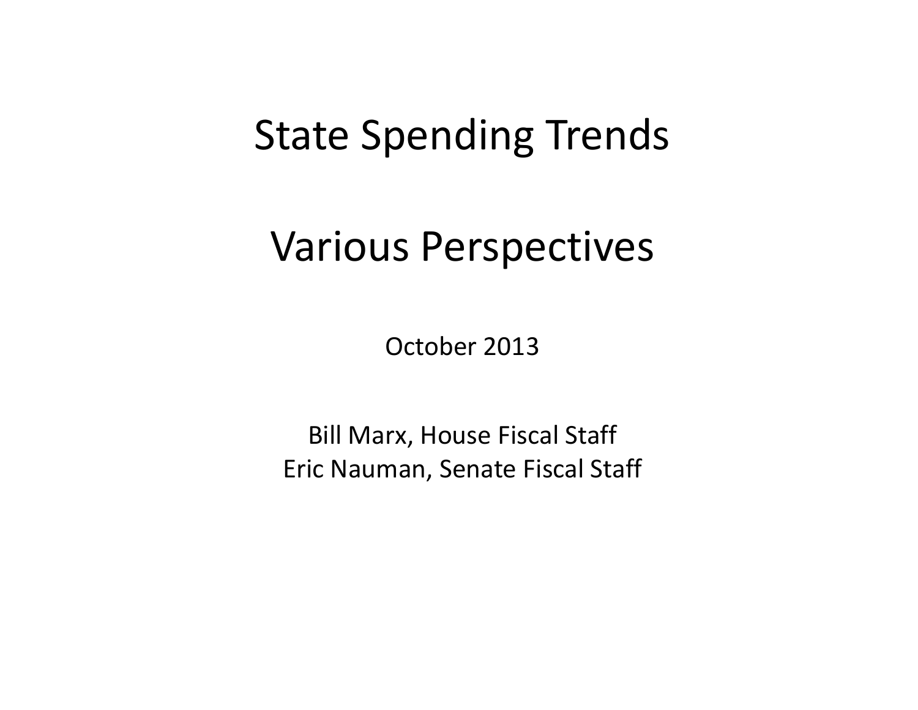# State Spending Trends

# Various Perspectives

October 2013

Bill Marx, House Fiscal Staff
Eric Nauman, Senate Fiscal Staff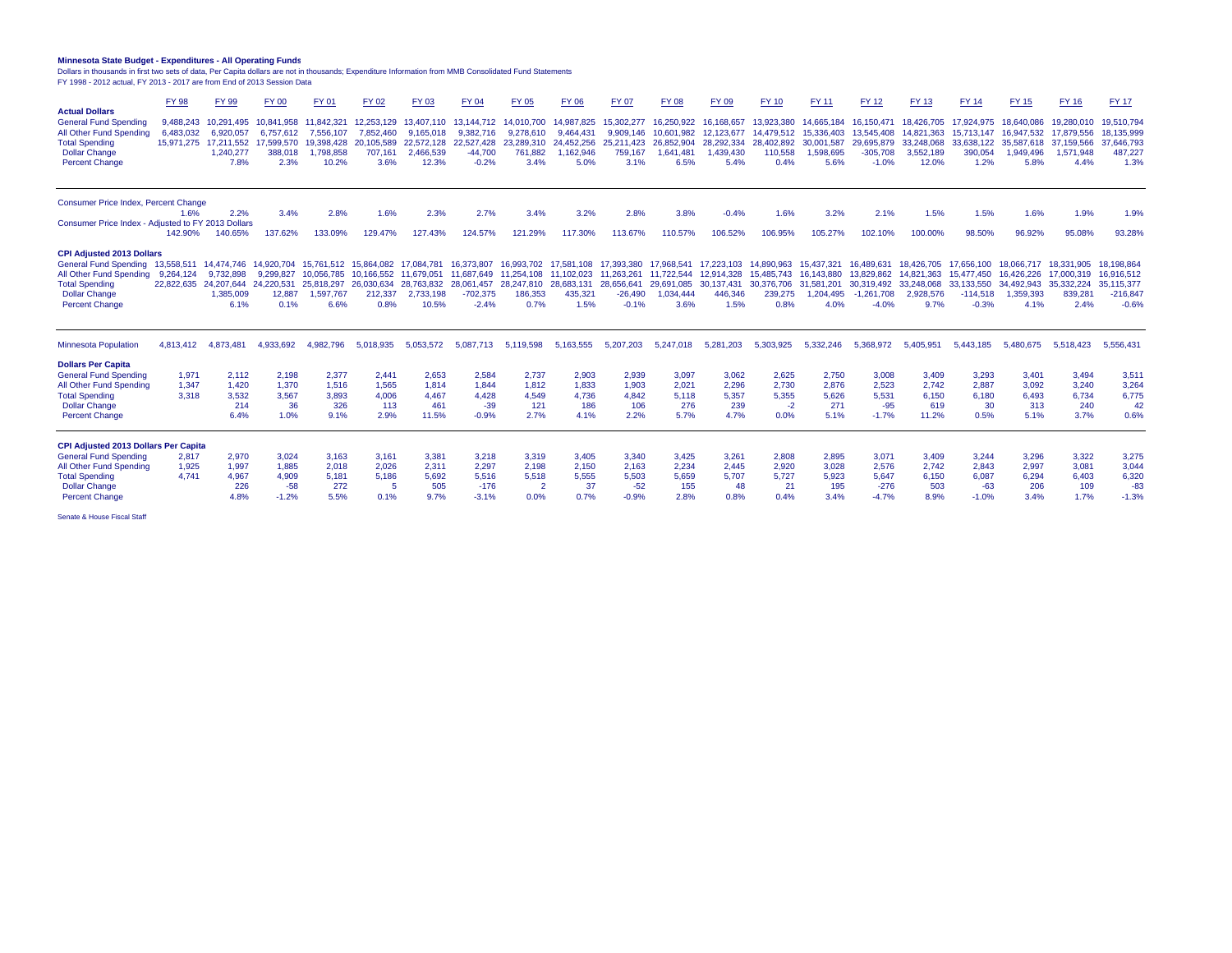# Minnesota State Budget - Expenditures - All Operating Funds

Dollars in thousands in first two sets of data, Per Capita dollars are not in thousands; Expenditure Information from MMB Consolidated Fund Statements
FY 1998 - 2012 actual, FY 2013 - 2017 are from End of 2013 Session Data

| | FY 98 | FY 99 | FY 00 | FY 01 | FY 02 | FY 03 | FY 04 | FY 05 | FY 06 | FY 07 | FY 08 | FY 09 | FY 10 | FY 11 | FY 12 | FY 13 | FY 14 | FY 15 | FY 16 | FY 17 |
|---|---|---|---|---|---|---|---|---|---|---|---|---|---|---|---|---|---|---|---|---|
| **Actual Dollars** | | | | | | | | | | | | | | | | | | | | |
| General Fund Spending | 9,488,243 | 10,291,495 | 10,841,958 | 11,842,321 | 12,253,129 | 13,407,110 | 13,144,712 | 14,010,700 | 14,987,825 | 15,302,277 | 16,250,922 | 16,168,657 | 13,923,380 | 14,665,184 | 16,150,471 | 18,426,705 | 17,924,975 | 18,640,086 | 19,280,010 | 19,510,794 |
| All Other Fund Spending | 6,483,032 | 6,920,057 | 6,757,612 | 7,556,107 | 7,852,460 | 9,165,018 | 9,382,716 | 9,278,610 | 9,464,431 | 9,909,146 | 10,601,982 | 12,123,677 | 14,479,512 | 15,336,403 | 13,545,408 | 14,821,363 | 15,713,147 | 16,947,532 | 17,879,556 | 18,135,999 |
| Total Spending | 15,971,275 | 17,211,552 | 17,599,570 | 19,398,428 | 20,105,589 | 22,572,128 | 22,527,428 | 23,289,310 | 24,452,256 | 25,211,423 | 26,852,904 | 28,292,334 | 28,402,892 | 30,001,587 | 29,695,879 | 33,248,068 | 33,638,122 | 35,587,618 | 37,159,566 | 37,646,793 |
| Dollar Change | | 1,240,277 | 388,018 | 1,798,858 | 707,161 | 2,466,539 | -44,700 | 761,882 | 1,162,946 | 759,167 | 1,641,481 | 1,439,430 | 110,558 | 1,598,695 | -305,708 | 3,552,189 | 390,054 | 1,949,496 | 1,571,948 | 487,227 |
| Percent Change | | 7.8% | 2.3% | 10.2% | 3.6% | 12.3% | -0.2% | 3.4% | 5.0% | 3.1% | 6.5% | 5.4% | 0.4% | 5.6% | -1.0% | 12.0% | 1.2% | 5.8% | 4.4% | 1.3% |
| Consumer Price Index, Percent Change | 1.6% | 2.2% | 3.4% | 2.8% | 1.6% | 2.3% | 2.7% | 3.4% | 3.2% | 2.8% | 3.8% | -0.4% | 1.6% | 3.2% | 2.1% | 1.5% | 1.5% | 1.6% | 1.9% | 1.9% |
| Consumer Price Index - Adjusted to FY 2013 Dollars | 142.90% | 140.65% | 137.62% | 133.09% | 129.47% | 127.43% | 124.57% | 121.29% | 117.30% | 113.67% | 110.57% | 106.52% | 106.95% | 105.27% | 102.10% | 100.00% | 98.50% | 96.92% | 95.08% | 93.28% |
| **CPI Adjusted 2013 Dollars** | | | | | | | | | | | | | | | | | | | | |
| General Fund Spending | 13,558,511 | 14,474,746 | 14,920,704 | 15,761,512 | 15,864,082 | 17,084,781 | 16,373,807 | 16,993,702 | 17,581,108 | 17,393,380 | 17,968,541 | 17,223,103 | 14,890,963 | 15,437,321 | 16,489,631 | 18,426,705 | 17,656,100 | 18,066,717 | 18,331,905 | 18,198,864 |
| All Other Fund Spending | 9,264,124 | 9,732,898 | 9,299,827 | 10,056,785 | 10,166,552 | 11,679,051 | 11,687,649 | 11,254,108 | 11,102,023 | 11,263,261 | 11,722,544 | 12,914,328 | 15,485,743 | 16,143,880 | 13,829,862 | 14,821,363 | 15,477,450 | 16,426,226 | 17,000,319 | 16,916,512 |
| Total Spending | 22,822,635 | 24,207,644 | 24,220,531 | 25,818,297 | 26,030,634 | 28,763,832 | 28,061,457 | 28,247,810 | 28,683,131 | 28,656,641 | 29,691,085 | 30,137,431 | 30,376,706 | 31,581,201 | 30,319,492 | 33,248,068 | 33,133,550 | 34,492,943 | 35,332,224 | 35,115,377 |
| Dollar Change | | 1,385,009 | 12,887 | 1,597,767 | 212,337 | 2,733,198 | -702,375 | 186,353 | 435,321 | -26,490 | 1,034,444 | 446,346 | 239,275 | 1,204,495 | -1,261,708 | 2,928,576 | -114,518 | 1,359,393 | 839,281 | -216,847 |
| Percent Change | | 6.1% | 0.1% | 6.6% | 0.8% | 10.5% | -2.4% | 0.7% | 1.5% | -0.1% | 3.6% | 1.5% | 0.8% | 4.0% | -4.0% | 9.7% | -0.3% | 4.1% | 2.4% | -0.6% |
| Minnesota Population | 4,813,412 | 4,873,481 | 4,933,692 | 4,982,796 | 5,018,935 | 5,053,572 | 5,087,713 | 5,119,598 | 5,163,555 | 5,207,203 | 5,247,018 | 5,281,203 | 5,303,925 | 5,332,246 | 5,368,972 | 5,405,951 | 5,443,185 | 5,480,675 | 5,518,423 | 5,556,431 |
| **Dollars Per Capita** | | | | | | | | | | | | | | | | | | | | |
| General Fund Spending | 1,971 | 2,112 | 2,198 | 2,377 | 2,441 | 2,653 | 2,584 | 2,737 | 2,903 | 2,939 | 3,097 | 3,062 | 2,625 | 2,750 | 3,008 | 3,409 | 3,293 | 3,401 | 3,494 | 3,511 |
| All Other Fund Spending | 1,347 | 1,420 | 1,370 | 1,516 | 1,565 | 1,814 | 1,844 | 1,812 | 1,833 | 1,903 | 2,021 | 2,296 | 2,730 | 2,876 | 2,523 | 2,742 | 2,887 | 3,092 | 3,240 | 3,264 |
| Total Spending | 3,318 | 3,532 | 3,567 | 3,893 | 4,006 | 4,467 | 4,428 | 4,549 | 4,736 | 4,842 | 5,118 | 5,357 | 5,355 | 5,626 | 5,531 | 6,150 | 6,180 | 6,493 | 6,734 | 6,775 |
| Dollar Change | | 214 | 36 | 326 | 113 | 461 | -39 | 121 | 186 | 106 | 276 | 239 | -2 | 271 | -95 | 619 | 30 | 313 | 240 | 42 |
| Percent Change | | 6.4% | 1.0% | 9.1% | 2.9% | 11.5% | -0.9% | 2.7% | 4.1% | 2.2% | 5.7% | 4.7% | 0.0% | 5.1% | -1.7% | 11.2% | 0.5% | 5.1% | 3.7% | 0.6% |
| **CPI Adjusted 2013 Dollars Per Capita** | | | | | | | | | | | | | | | | | | | | |
| General Fund Spending | 2,817 | 2,970 | 3,024 | 3,163 | 3,161 | 3,381 | 3,218 | 3,319 | 3,405 | 3,340 | 3,425 | 3,261 | 2,808 | 2,895 | 3,071 | 3,409 | 3,244 | 3,296 | 3,322 | 3,275 |
| All Other Fund Spending | 1,925 | 1,997 | 1,885 | 2,018 | 2,026 | 2,311 | 2,297 | 2,198 | 2,150 | 2,163 | 2,234 | 2,445 | 2,920 | 3,028 | 2,576 | 2,742 | 2,843 | 2,997 | 3,081 | 3,044 |
| Total Spending | 4,741 | 4,967 | 4,909 | 5,181 | 5,186 | 5,692 | 5,516 | 5,518 | 5,555 | 5,503 | 5,659 | 5,707 | 5,727 | 5,923 | 5,647 | 6,150 | 6,087 | 6,294 | 6,403 | 6,320 |
| Dollar Change | | 226 | -58 | 272 | 5 | 505 | -176 | 2 | 37 | -52 | 155 | 48 | 21 | 195 | -276 | 503 | -63 | 206 | 109 | -83 |
| Percent Change | | 4.8% | -1.2% | 5.5% | 0.1% | 9.7% | -3.1% | 0.0% | 0.7% | -0.9% | 2.8% | 0.8% | 0.4% | 3.4% | -4.7% | 8.9% | -1.0% | 3.4% | 1.7% | -1.3% |

Senate & House Fiscal Staff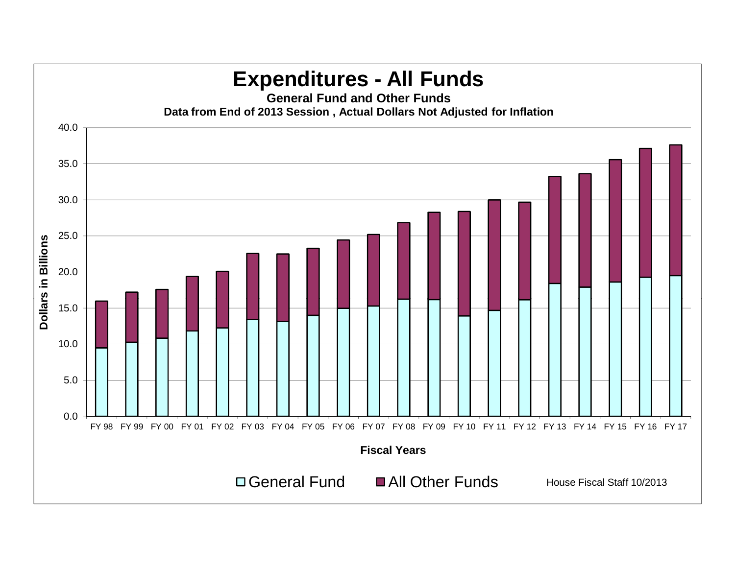# Expenditures - All Funds

**General Fund and Other Funds**

**Data from End of 2013 Session , Actual Dollars Not Adjusted for Inflation**

Dollars in Billions

Fiscal Years

FY 98, FY 99, FY 00, FY 01, FY 02, FY 03, FY 04, FY 05, FY 06, FY 07, FY 08, FY 09, FY 10, FY 11, FY 12, FY 13, FY 14, FY 15, FY 16, FY 17

General Fund | All Other Funds

House Fiscal Staff 10/2013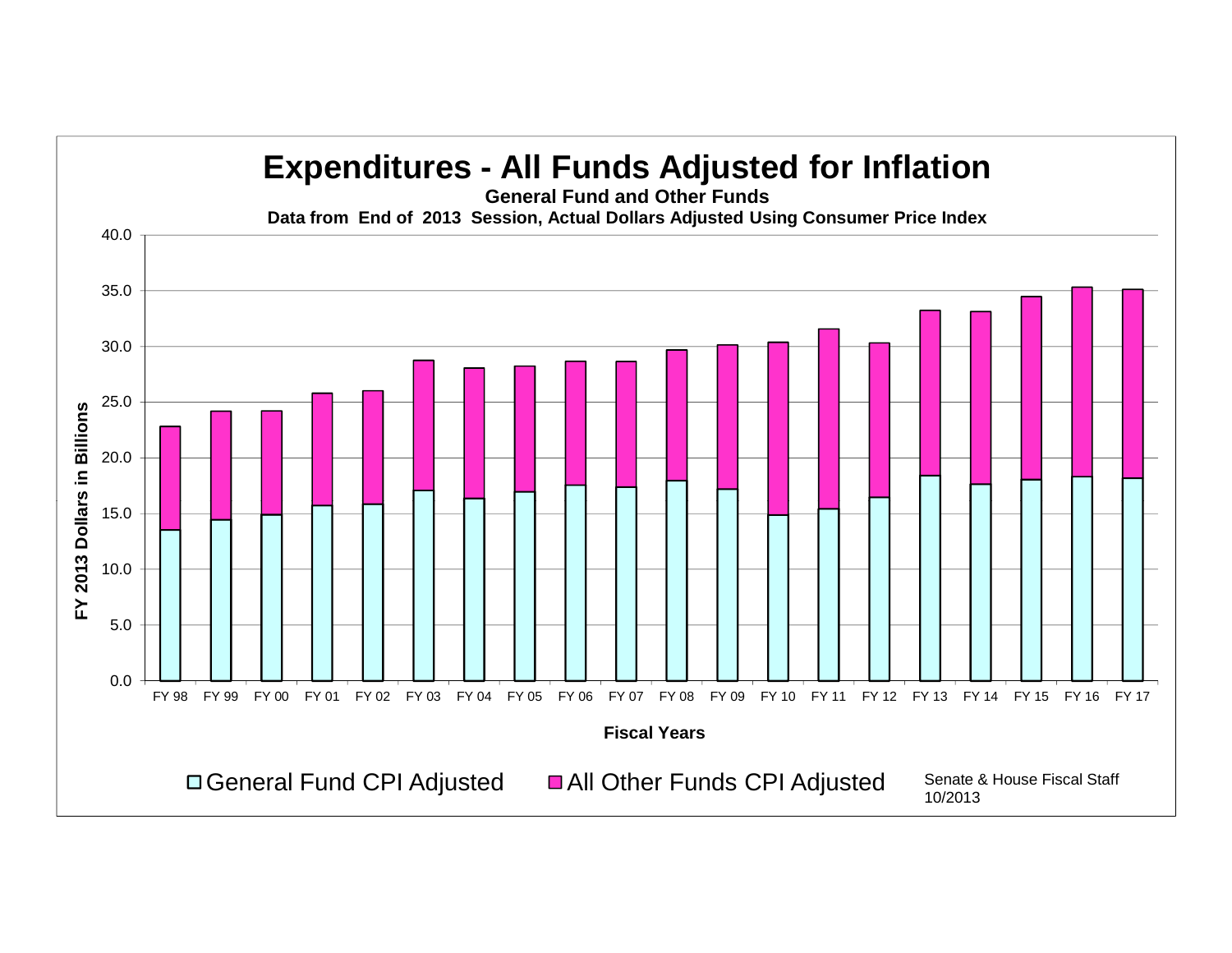# Expenditures - All Funds Adjusted for Inflation

**General Fund and Other Funds**

**Data from End of 2013 Session, Actual Dollars Adjusted Using Consumer Price Index**

FY 2013 Dollars in Billions

40.0
35.0
30.0
25.0
20.0
15.0
10.0
5.0
0.0

FY 98 FY 99 FY 00 FY 01 FY 02 FY 03 FY 04 FY 05 FY 06 FY 07 FY 08 FY 09 FY 10 FY 11 FY 12 FY 13 FY 14 FY 15 FY 16 FY 17

**Fiscal Years**

General Fund CPI Adjusted    All Other Funds CPI Adjusted

Senate & House Fiscal Staff
10/2013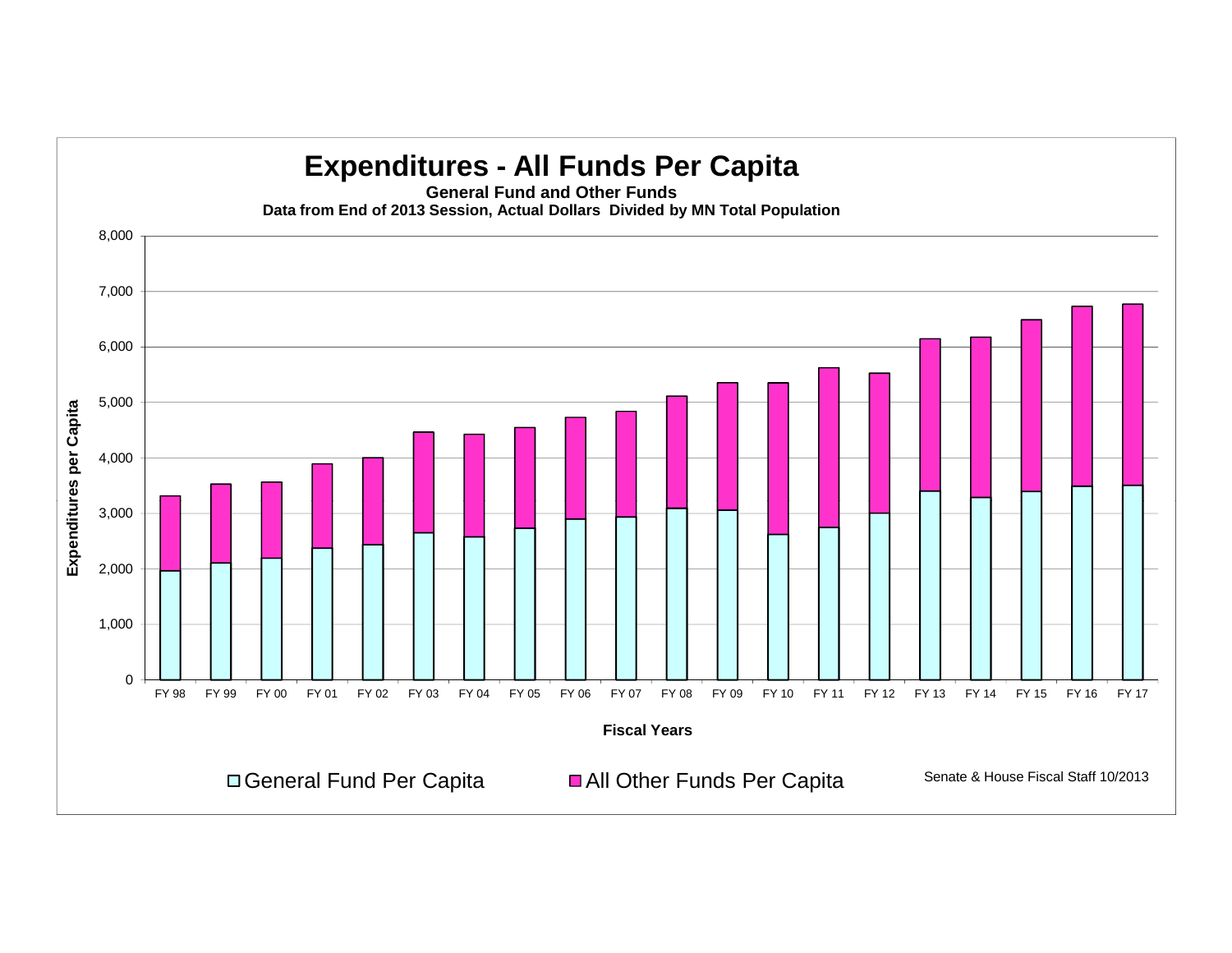# Expenditures - All Funds Per Capita

**General Fund and Other Funds**

**Data from End of 2013 Session, Actual Dollars Divided by MN Total Population**

Expenditures per Capita

8,000
7,000
6,000
5,000
4,000
3,000
2,000
1,000
0

FY 98 | FY 99 | FY 00 | FY 01 | FY 02 | FY 03 | FY 04 | FY 05 | FY 06 | FY 07 | FY 08 | FY 09 | FY 10 | FY 11 | FY 12 | FY 13 | FY 14 | FY 15 | FY 16 | FY 17

**Fiscal Years**

□ General Fund Per Capita ■ All Other Funds Per Capita

Senate & House Fiscal Staff 10/2013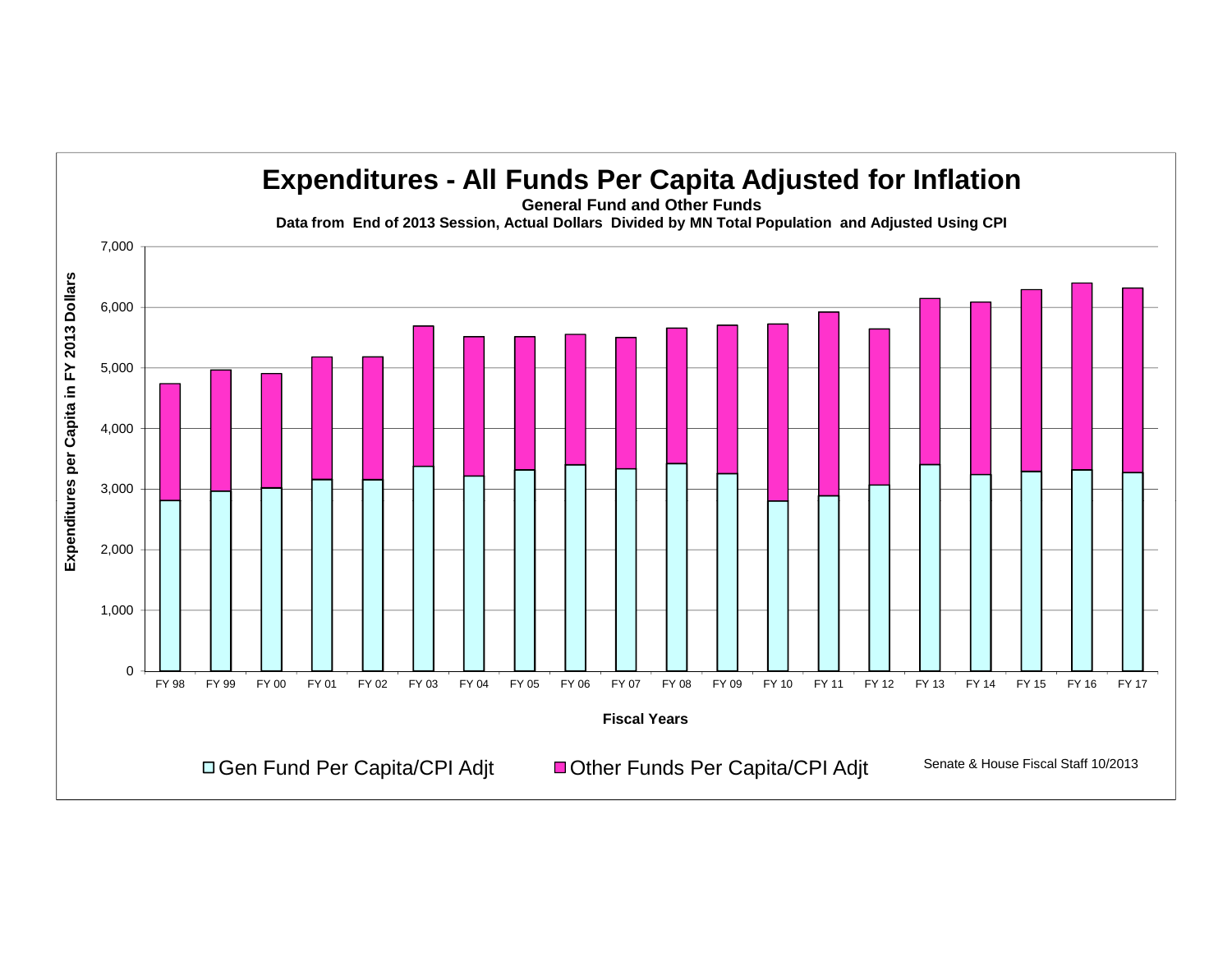# Expenditures - All Funds Per Capita Adjusted for Inflation

**General Fund and Other Funds**

**Data from End of 2013 Session, Actual Dollars Divided by MN Total Population and Adjusted Using CPI**

Expenditures per Capita in FY 2013 Dollars

7,000
6,000
5,000
4,000
3,000
2,000
1,000
0

FY 98 FY 99 FY 00 FY 01 FY 02 FY 03 FY 04 FY 05 FY 06 FY 07 FY 08 FY 09 FY 10 FY 11 FY 12 FY 13 FY 14 FY 15 FY 16 FY 17

**Fiscal Years**

Gen Fund Per Capita/CPI Adjt

Other Funds Per Capita/CPI Adjt

Senate & House Fiscal Staff 10/2013